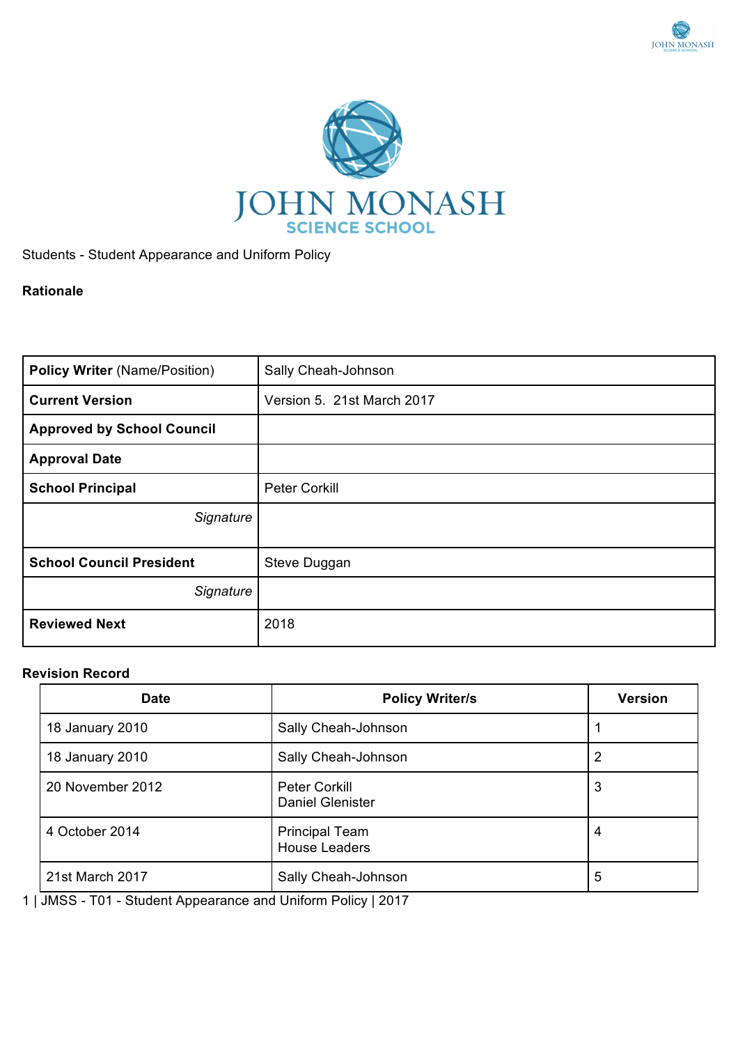Students - Student Appearance and Uniform Policy

**Rationale**

| **Policy Writer** (Name/Position) | Sally Cheah-Johnson |
|---|---|
| **Current Version** | Version 5. 21st March 2017 |
| **Approved by School Council** | |
| **Approval Date** | |
| **School Principal** | Peter Corkill |
| *Signature* | |
| **School Council President** | Steve Duggan |
| *Signature* | |
| **Reviewed Next** | 2018 |

**Revision Record**

| Date | Policy Writer/s | Version |
|---|---|---|
| 18 January 2010 | Sally Cheah-Johnson | 1 |
| 18 January 2010 | Sally Cheah-Johnson | 2 |
| 20 November 2012 | Peter Corkill<br>Daniel Glenister | 3 |
| 4 October 2014 | Principal Team<br>House Leaders | 4 |
| 21st March 2017 | Sally Cheah-Johnson | 5 |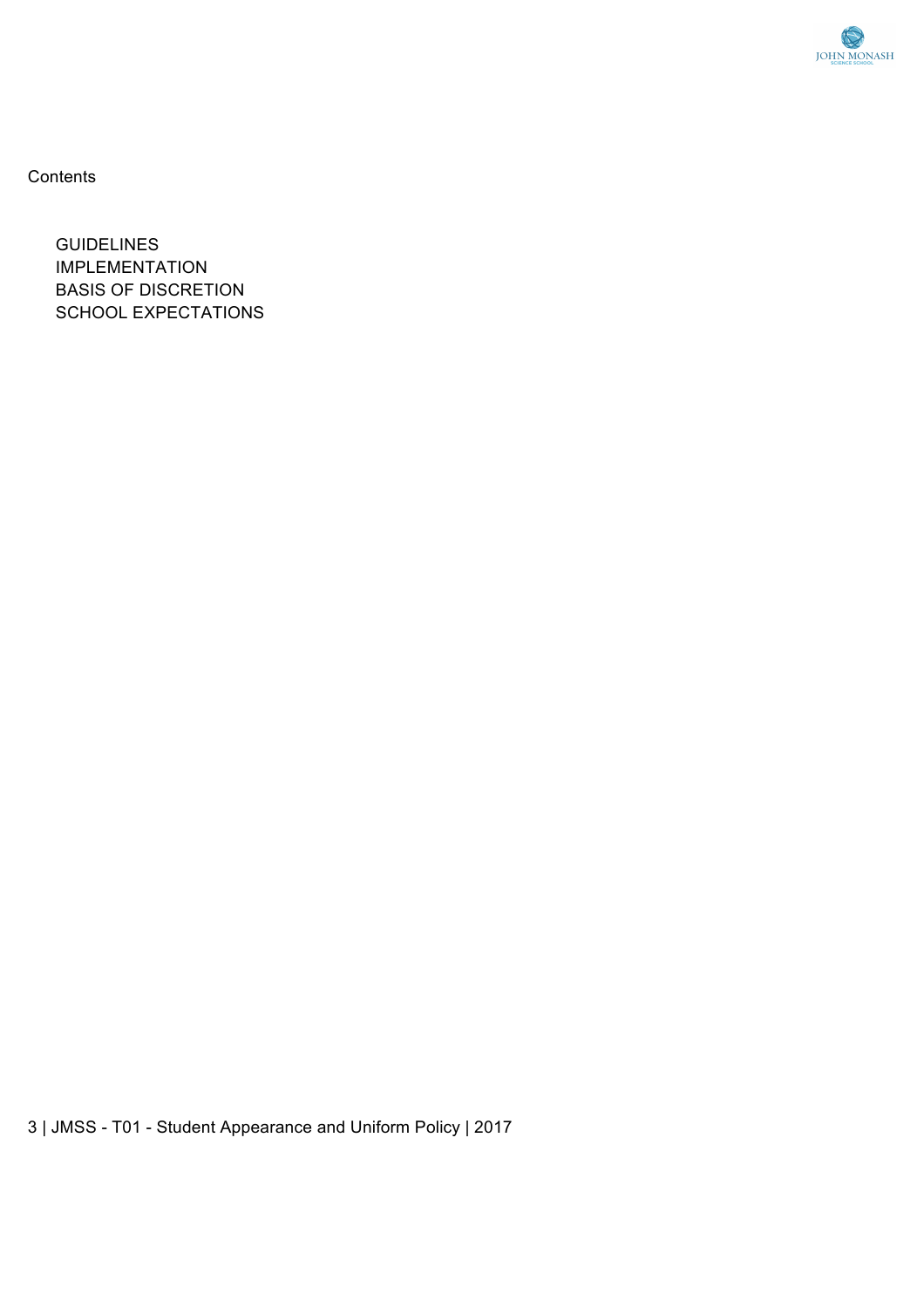Contents

- GUIDELINES
- IMPLEMENTATION
- BASIS OF DISCRETION
- SCHOOL EXPECTATIONS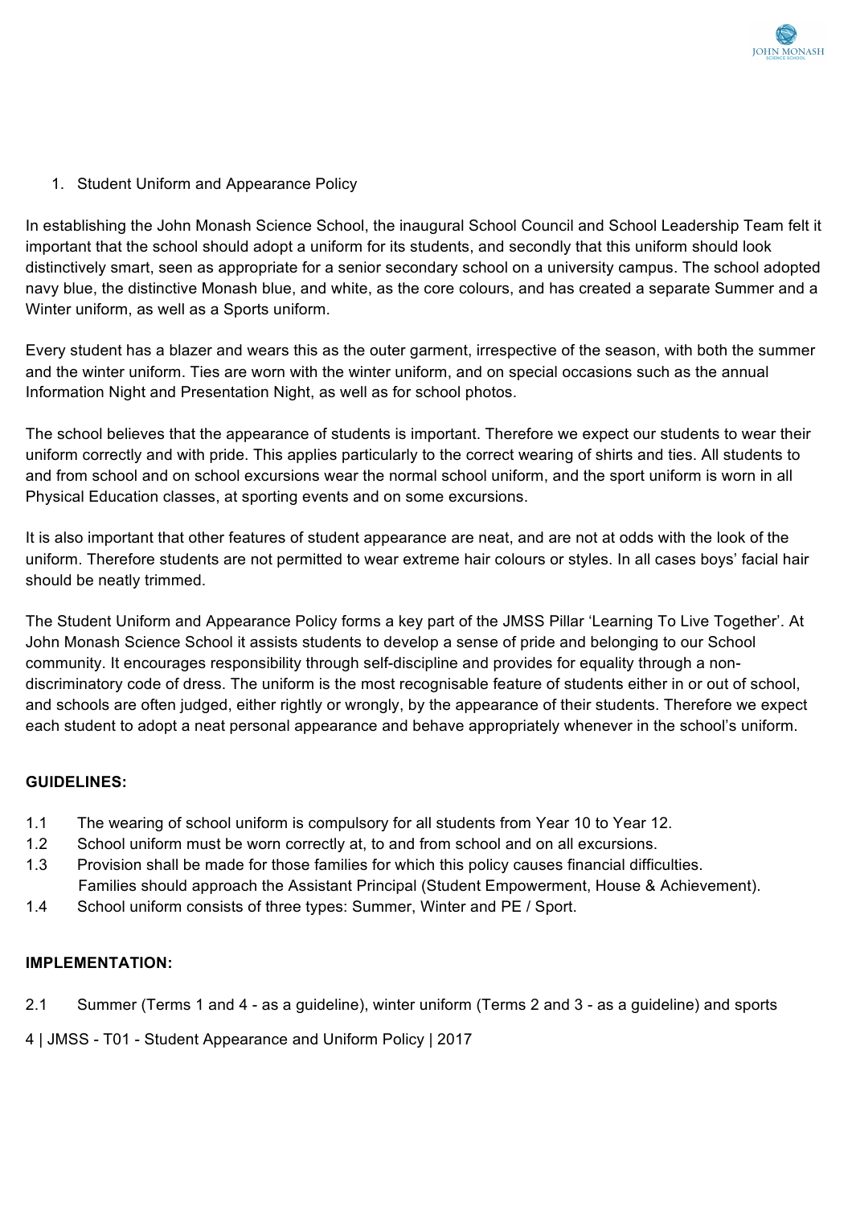## 1. Student Uniform and Appearance Policy

In establishing the John Monash Science School, the inaugural School Council and School Leadership Team felt it important that the school should adopt a uniform for its students, and secondly that this uniform should look distinctively smart, seen as appropriate for a senior secondary school on a university campus. The school adopted navy blue, the distinctive Monash blue, and white, as the core colours, and has created a separate Summer and a Winter uniform, as well as a Sports uniform.

Every student has a blazer and wears this as the outer garment, irrespective of the season, with both the summer and the winter uniform. Ties are worn with the winter uniform, and on special occasions such as the annual Information Night and Presentation Night, as well as for school photos.

The school believes that the appearance of students is important. Therefore we expect our students to wear their uniform correctly and with pride. This applies particularly to the correct wearing of shirts and ties. All students to and from school and on school excursions wear the normal school uniform, and the sport uniform is worn in all Physical Education classes, at sporting events and on some excursions.

It is also important that other features of student appearance are neat, and are not at odds with the look of the uniform. Therefore students are not permitted to wear extreme hair colours or styles. In all cases boys' facial hair should be neatly trimmed.

The Student Uniform and Appearance Policy forms a key part of the JMSS Pillar 'Learning To Live Together'. At John Monash Science School it assists students to develop a sense of pride and belonging to our School community. It encourages responsibility through self-discipline and provides for equality through a non-discriminatory code of dress. The uniform is the most recognisable feature of students either in or out of school, and schools are often judged, either rightly or wrongly, by the appearance of their students. Therefore we expect each student to adopt a neat personal appearance and behave appropriately whenever in the school's uniform.

**GUIDELINES:**

1.1 The wearing of school uniform is compulsory for all students from Year 10 to Year 12.
1.2 School uniform must be worn correctly at, to and from school and on all excursions.
1.3 Provision shall be made for those families for which this policy causes financial difficulties. Families should approach the Assistant Principal (Student Empowerment, House & Achievement).
1.4 School uniform consists of three types: Summer, Winter and PE / Sport.

**IMPLEMENTATION:**

2.1 Summer (Terms 1 and 4 - as a guideline), winter uniform (Terms 2 and 3 - as a guideline) and sports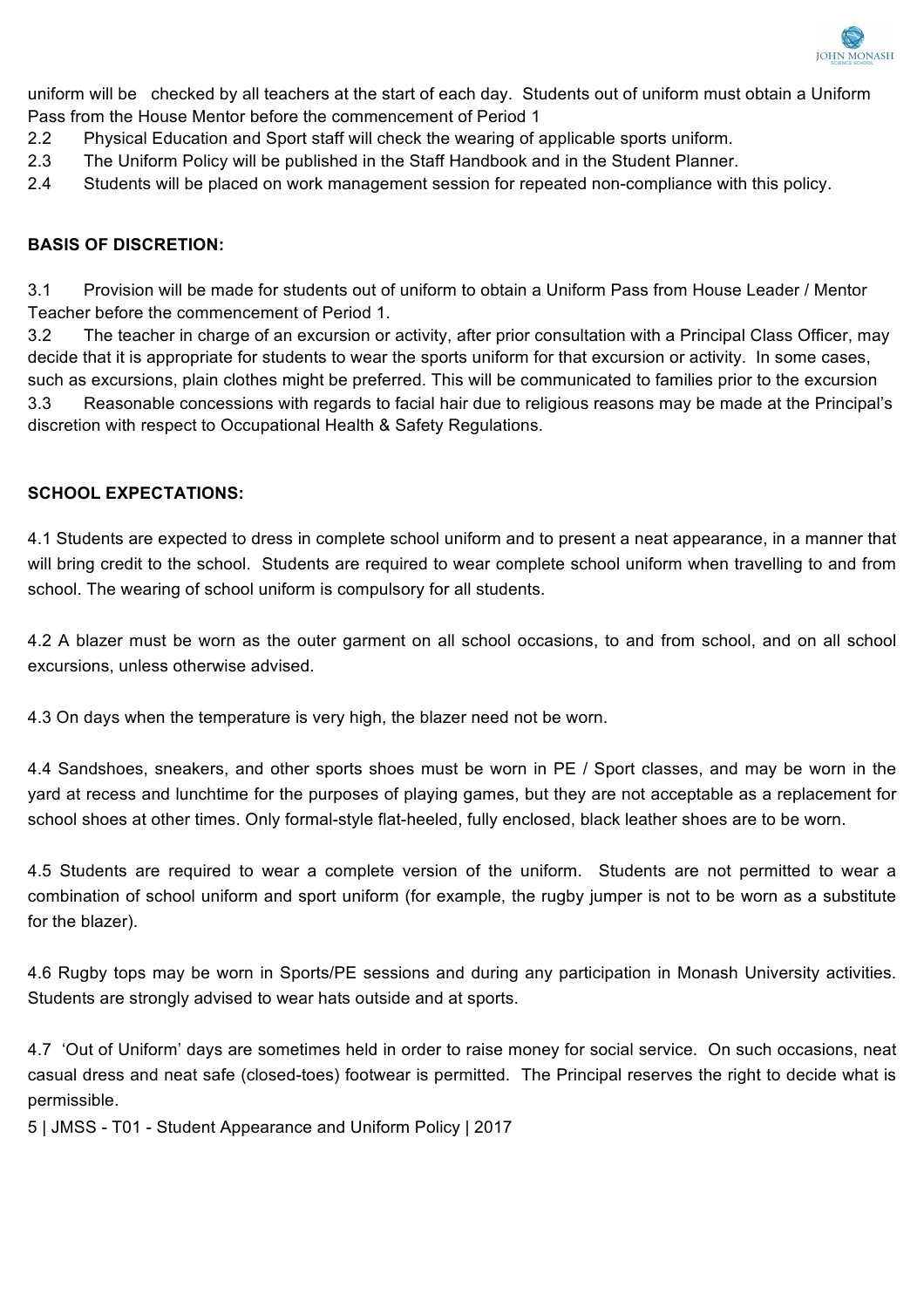uniform will be checked by all teachers at the start of each day. Students out of uniform must obtain a Uniform Pass from the House Mentor before the commencement of Period 1

2.2 Physical Education and Sport staff will check the wearing of applicable sports uniform.

2.3 The Uniform Policy will be published in the Staff Handbook and in the Student Planner.

2.4 Students will be placed on work management session for repeated non-compliance with this policy.

**BASIS OF DISCRETION:**

3.1 Provision will be made for students out of uniform to obtain a Uniform Pass from House Leader / Mentor Teacher before the commencement of Period 1.

3.2 The teacher in charge of an excursion or activity, after prior consultation with a Principal Class Officer, may decide that it is appropriate for students to wear the sports uniform for that excursion or activity. In some cases, such as excursions, plain clothes might be preferred. This will be communicated to families prior to the excursion

3.3 Reasonable concessions with regards to facial hair due to religious reasons may be made at the Principal's discretion with respect to Occupational Health & Safety Regulations.

**SCHOOL EXPECTATIONS:**

4.1 Students are expected to dress in complete school uniform and to present a neat appearance, in a manner that will bring credit to the school. Students are required to wear complete school uniform when travelling to and from school. The wearing of school uniform is compulsory for all students.

4.2 A blazer must be worn as the outer garment on all school occasions, to and from school, and on all school excursions, unless otherwise advised.

4.3 On days when the temperature is very high, the blazer need not be worn.

4.4 Sandshoes, sneakers, and other sports shoes must be worn in PE / Sport classes, and may be worn in the yard at recess and lunchtime for the purposes of playing games, but they are not acceptable as a replacement for school shoes at other times. Only formal-style flat-heeled, fully enclosed, black leather shoes are to be worn.

4.5 Students are required to wear a complete version of the uniform. Students are not permitted to wear a combination of school uniform and sport uniform (for example, the rugby jumper is not to be worn as a substitute for the blazer).

4.6 Rugby tops may be worn in Sports/PE sessions and during any participation in Monash University activities. Students are strongly advised to wear hats outside and at sports.

4.7 'Out of Uniform' days are sometimes held in order to raise money for social service. On such occasions, neat casual dress and neat safe (closed-toes) footwear is permitted. The Principal reserves the right to decide what is permissible.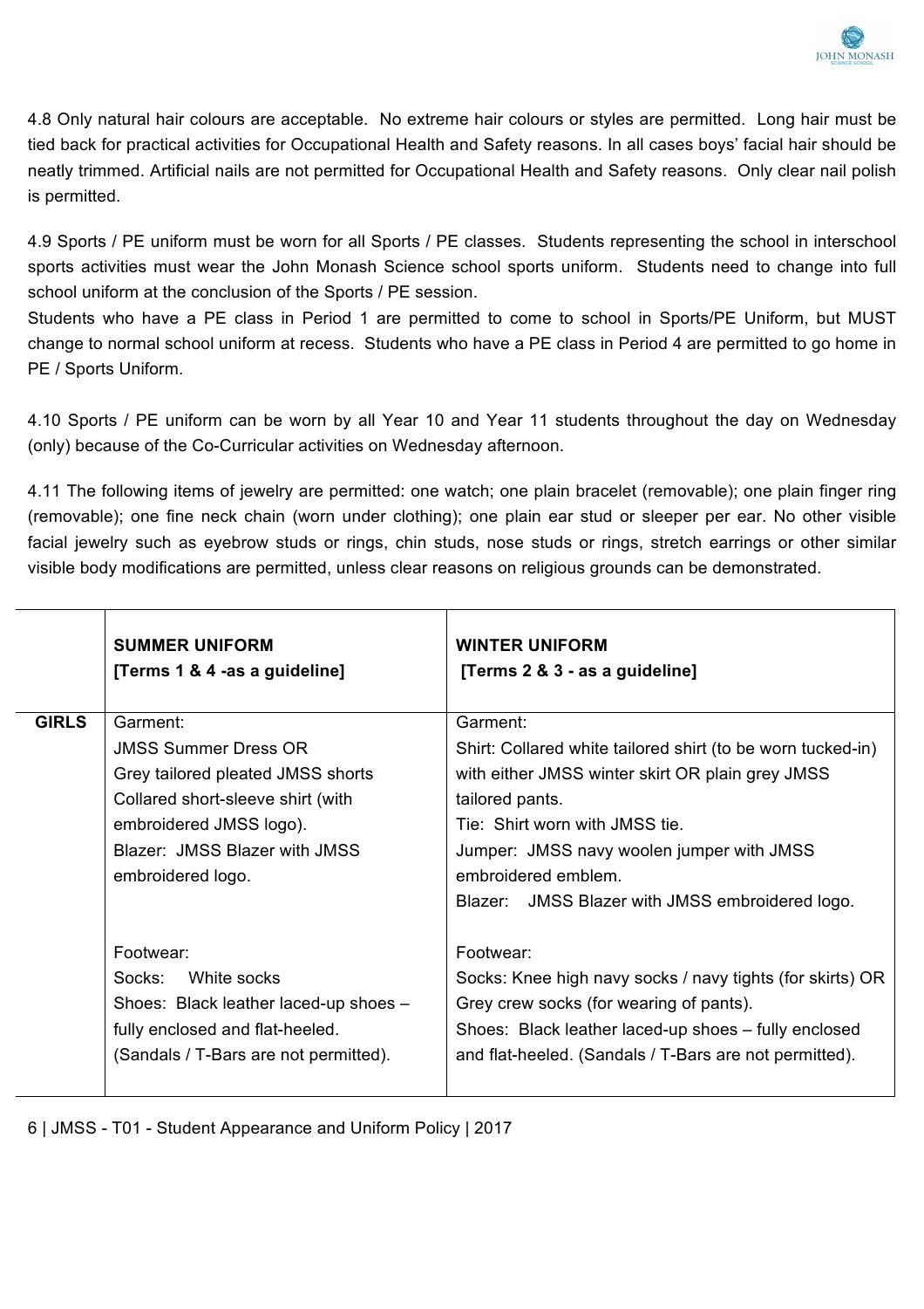4.8 Only natural hair colours are acceptable. No extreme hair colours or styles are permitted. Long hair must be tied back for practical activities for Occupational Health and Safety reasons. In all cases boys' facial hair should be neatly trimmed. Artificial nails are not permitted for Occupational Health and Safety reasons. Only clear nail polish is permitted.

4.9 Sports / PE uniform must be worn for all Sports / PE classes. Students representing the school in interschool sports activities must wear the John Monash Science school sports uniform. Students need to change into full school uniform at the conclusion of the Sports / PE session.
Students who have a PE class in Period 1 are permitted to come to school in Sports/PE Uniform, but MUST change to normal school uniform at recess. Students who have a PE class in Period 4 are permitted to go home in PE / Sports Uniform.

4.10 Sports / PE uniform can be worn by all Year 10 and Year 11 students throughout the day on Wednesday (only) because of the Co-Curricular activities on Wednesday afternoon.

4.11 The following items of jewelry are permitted: one watch; one plain bracelet (removable); one plain finger ring (removable); one fine neck chain (worn under clothing); one plain ear stud or sleeper per ear. No other visible facial jewelry such as eyebrow studs or rings, chin studs, nose studs or rings, stretch earrings or other similar visible body modifications are permitted, unless clear reasons on religious grounds can be demonstrated.

| | **SUMMER UNIFORM** **[Terms 1 & 4 -as a guideline]** | **WINTER UNIFORM** **[Terms 2 & 3 - as a guideline]** |
|---|---|---|
| **GIRLS** | Garment:<br>JMSS Summer Dress OR<br>Grey tailored pleated JMSS shorts<br>Collared short-sleeve shirt (with embroidered JMSS logo).<br>Blazer: JMSS Blazer with JMSS embroidered logo.<br><br>Footwear:<br>Socks: White socks<br>Shoes: Black leather laced-up shoes – fully enclosed and flat-heeled.<br>(Sandals / T-Bars are not permitted). | Garment:<br>Shirt: Collared white tailored shirt (to be worn tucked-in) with either JMSS winter skirt OR plain grey JMSS tailored pants.<br>Tie: Shirt worn with JMSS tie.<br>Jumper: JMSS navy woolen jumper with JMSS embroidered emblem.<br>Blazer: JMSS Blazer with JMSS embroidered logo.<br><br>Footwear:<br>Socks: Knee high navy socks / navy tights (for skirts) OR Grey crew socks (for wearing of pants).<br>Shoes: Black leather laced-up shoes – fully enclosed and flat-heeled. (Sandals / T-Bars are not permitted). |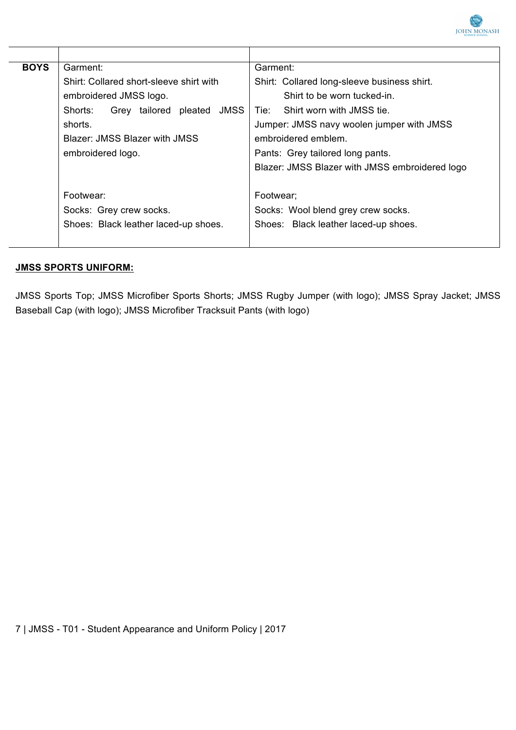| | | |
|---|---|---|
| **BOYS** | Garment:<br>Shirt: Collared short-sleeve shirt with embroidered JMSS logo.<br>Shorts: Grey tailored pleated JMSS shorts.<br>Blazer: JMSS Blazer with JMSS embroidered logo.<br><br>Footwear:<br>Socks: Grey crew socks.<br>Shoes: Black leather laced-up shoes. | Garment:<br>Shirt: Collared long-sleeve business shirt. Shirt to be worn tucked-in.<br>Tie: Shirt worn with JMSS tie.<br>Jumper: JMSS navy woolen jumper with JMSS embroidered emblem.<br>Pants: Grey tailored long pants.<br>Blazer: JMSS Blazer with JMSS embroidered logo<br><br>Footwear;<br>Socks: Wool blend grey crew socks.<br>Shoes: Black leather laced-up shoes. |

**JMSS SPORTS UNIFORM:**

JMSS Sports Top; JMSS Microfiber Sports Shorts; JMSS Rugby Jumper (with logo); JMSS Spray Jacket; JMSS Baseball Cap (with logo); JMSS Microfiber Tracksuit Pants (with logo)